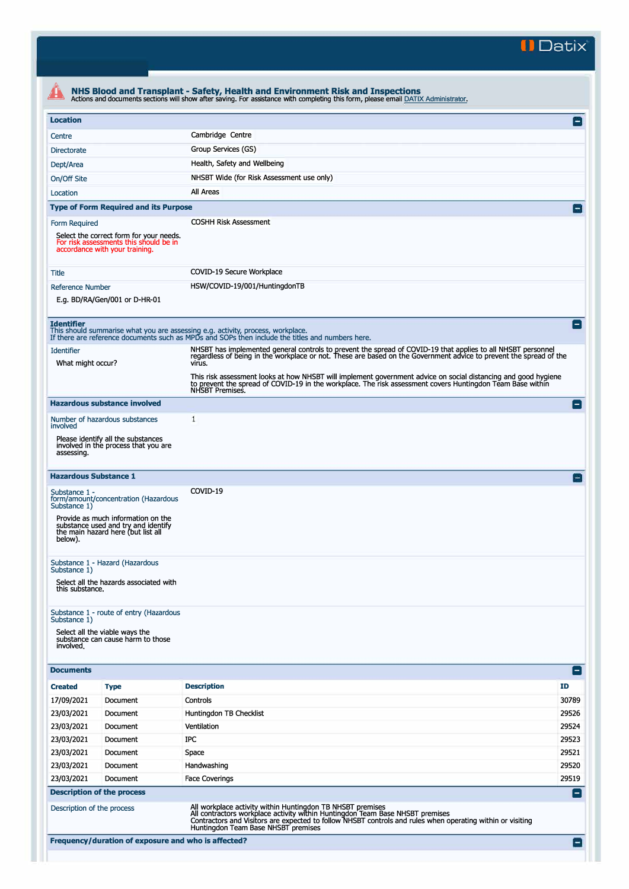Datix

# NHS Blood and Transplant - Safety, Health and Environment Risk and Inspections

Actions and documents sections will show after saving. For assistance with completing this form, please email DATIX Administrator.

## Location

| | |
|---|---|
| Centre | Cambridge Centre |
| Directorate | Group Services (GS) |
| Dept/Area | Health, Safety and Wellbeing |
| On/Off Site | NHSBT Wide (for Risk Assessment use only) |
| Location | All Areas |

## Type of Form Required and its Purpose

| | |
|---|---|
| Form Required<br><br>Select the correct form for your needs. For risk assessments this should be in accordance with your training. | COSHH Risk Assessment |
| Title | COVID-19 Secure Workplace |
| Reference Number<br><br>E.g. BD/RA/Gen/001 or D-HR-01 | HSW/COVID-19/001/HuntingdonTB |

## Identifier

This should summarise what you are assessing e.g. activity, process, workplace.
If there are reference documents such as MPDs and SOPs then include the titles and numbers here.

| | |
|---|---|
| Identifier<br><br>What might occur? | NHSBT has implemented general controls to prevent the spread of COVID-19 that applies to all NHSBT personnel regardless of being in the workplace or not. These are based on the Government advice to prevent the spread of the virus.<br><br>This risk assessment looks at how NHSBT will implement government advice on social distancing and good hygiene to prevent the spread of COVID-19 in the workplace. The risk assessment covers Huntingdon Team Base within NHSBT Premises. |

## Hazardous substance involved

| | |
|---|---|
| Number of hazardous substances involved<br><br>Please identify all the substances involved in the process that you are assessing. | 1 |

## Hazardous Substance 1

| | |
|---|---|
| Substance 1 - form/amount/concentration (Hazardous Substance 1)<br><br>Provide as much information on the substance used and try and identify the main hazard here (but list all below). | COVID-19 |
| Substance 1 - Hazard (Hazardous Substance 1)<br><br>Select all the hazards associated with this substance. | |
| Substance 1 - route of entry (Hazardous Substance 1)<br><br>Select all the viable ways the substance can cause harm to those involved. | |

## Documents

| Created | Type | Description | ID |
|---|---|---|---|
| 17/09/2021 | Document | Controls | 30789 |
| 23/03/2021 | Document | Huntingdon TB Checklist | 29526 |
| 23/03/2021 | Document | Ventilation | 29524 |
| 23/03/2021 | Document | IPC | 29523 |
| 23/03/2021 | Document | Space | 29521 |
| 23/03/2021 | Document | Handwashing | 29520 |
| 23/03/2021 | Document | Face Coverings | 29519 |

## Description of the process

| | |
|---|---|
| Description of the process | All workplace activity within Huntingdon TB NHSBT premises<br>All contractors workplace activity within Huntingdon Team Base NHSBT premises<br>Contractors and Visitors are expected to follow NHSBT controls and rules when operating within or visiting Huntingdon Team Base NHSBT premises |

## Frequency/duration of exposure and who is affected?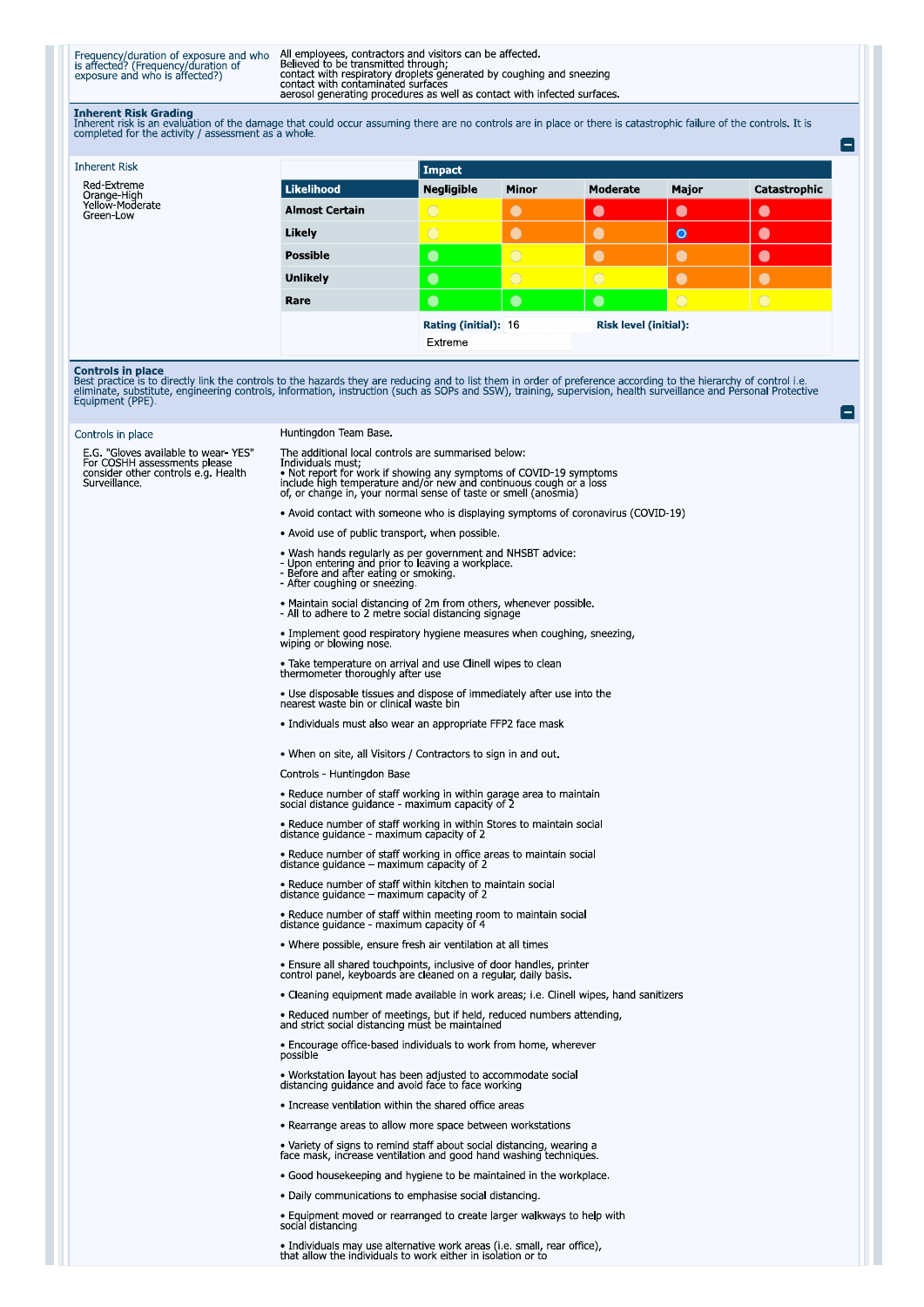Frequency/duration of exposure and who is affected? (Frequency/duration of exposure and who is affected?)

All employees, contractors and visitors can be affected.
Believed to be transmitted through;
contact with respiratory droplets generated by coughing and sneezing
contact with contaminated surfaces
aerosol generating procedures as well as contact with infected surfaces.

## Inherent Risk Grading

Inherent risk is an evaluation of the damage that could occur assuming there are no controls are in place or there is catastrophic failure of the controls. It is completed for the activity / assessment as a whole.

**Inherent Risk**

Red-Extreme
Orange-High
Yellow-Moderate
Green-Low

| | Impact | | | | |
|---|---|---|---|---|---|
| **Likelihood** | **Negligible** | **Minor** | **Moderate** | **Major** | **Catastrophic** |
| **Almost Certain** | | | | | |
| **Likely** | | | | ● | |
| **Possible** | | | | | |
| **Unlikely** | | | | | |
| **Rare** | | | | | |

**Rating (initial):** 16
Extreme
**Risk level (initial):**

## Controls in place

Best practice is to directly link the controls to the hazards they are reducing and to list them in order of preference according to the hierarchy of control i.e. eliminate, substitute, engineering controls, information, instruction (such as SOPs and SSW), training, supervision, health surveillance and Personal Protective Equipment (PPE).

**Controls in place**

E.G. "Gloves available to wear- YES" For COSHH assessments please consider other controls e.g. Health Surveillance.

Huntingdon Team Base.

The additional local controls are summarised below:
Individuals must;
• Not report for work if showing any symptoms of COVID-19 symptoms include high temperature and/or new and continuous cough or a loss of, or change in, your normal sense of taste or smell (anosmia)

• Avoid contact with someone who is displaying symptoms of coronavirus (COVID-19)

• Avoid use of public transport, when possible.

• Wash hands regularly as per government and NHSBT advice:
- Upon entering and prior to leaving a workplace.
- Before and after eating or smoking.
- After coughing or sneezing.

• Maintain social distancing of 2m from others, whenever possible.
- All to adhere to 2 metre social distancing signage

• Implement good respiratory hygiene measures when coughing, sneezing, wiping or blowing nose.

• Take temperature on arrival and use Clinell wipes to clean thermometer thoroughly after use

• Use disposable tissues and dispose of immediately after use into the nearest waste bin or clinical waste bin

• Individuals must also wear an appropriate FFP2 face mask

• When on site, all Visitors / Contractors to sign in and out.

Controls - Huntingdon Base

• Reduce number of staff working in within garage area to maintain social distance guidance - maximum capacity of 2

• Reduce number of staff working in within Stores to maintain social distance guidance - maximum capacity of 2

• Reduce number of staff working in office areas to maintain social distance guidance – maximum capacity of 2

• Reduce number of staff within kitchen to maintain social distance guidance – maximum capacity of 2

• Reduce number of staff within meeting room to maintain social distance guidance - maximum capacity of 4

• Where possible, ensure fresh air ventilation at all times

• Ensure all shared touchpoints, inclusive of door handles, printer control panel, keyboards are cleaned on a regular, daily basis.

• Cleaning equipment made available in work areas; i.e. Clinell wipes, hand sanitizers

• Reduced number of meetings, but if held, reduced numbers attending, and strict social distancing must be maintained

• Encourage office-based individuals to work from home, wherever possible

• Workstation layout has been adjusted to accommodate social distancing guidance and avoid face to face working

• Increase ventilation within the shared office areas

• Rearrange areas to allow more space between workstations

• Variety of signs to remind staff about social distancing, wearing a face mask, increase ventilation and good hand washing techniques.

• Good housekeeping and hygiene to be maintained in the workplace.

• Daily communications to emphasise social distancing.

• Equipment moved or rearranged to create larger walkways to help with social distancing

• Individuals may use alternative work areas (i.e. small, rear office), that allow the individuals to work either in isolation or to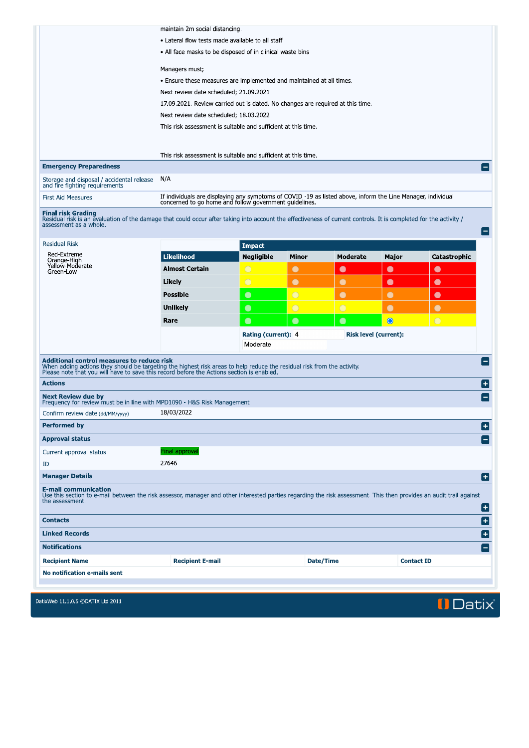maintain 2m social distancing.

- Lateral flow tests made available to all staff
- All face masks to be disposed of in clinical waste bins

Managers must;

- Ensure these measures are implemented and maintained at all times.

Next review date scheduled; 21.09.2021

17.09.2021. Review carried out is dated. No changes are required at this time.

Next review date scheduled; 18.03.2022

This risk assessment is suitable and sufficient at this time.

This risk assessment is suitable and sufficient at this time.

**Emergency Preparedness**

| | |
|---|---|
| Storage and disposal / accidental release and fire fighting requirements | N/A |
| First Aid Measures | If individuals are displaying any symptoms of COVID -19 as listed above, inform the Line Manager, individual concerned to go home and follow government guidelines. |

**Final risk Grading**

Residual risk is an evaluation of the damage that could occur after taking into account the effectiveness of current controls. It is completed for the activity / assessment as a whole.

Residual Risk

Red-Extreme
Orange-High
Yellow-Moderate
Green-Low

| | Impact | | | | |
|---|---|---|---|---|---|
| **Likelihood** | **Negligible** | **Minor** | **Moderate** | **Major** | **Catastrophic** |
| **Almost Certain** | | | | | |
| **Likely** | | | | | |
| **Possible** | | | | | |
| **Unlikely** | | | | | |
| **Rare** | | | | ◉ | |

**Rating (current):** 4 **Risk level (current):** Moderate

**Additional control measures to reduce risk**

When adding actions they should be targeting the highest risk areas to help reduce the residual risk from the activity.
Please note that you will have to save this record before the Actions section is enabled.

**Actions**

**Next Review due by**

Frequency for review must be in line with MPD1090 - H&S Risk Management

| | |
|---|---|
| Confirm review date (dd/MM/yyyy) | 18/03/2022 |

**Performed by**

**Approval status**

| | |
|---|---|
| Current approval status | Final approval |
| ID | 27646 |

**Manager Details**

**E-mail communication**

Use this section to e-mail between the risk assessor, manager and other interested parties regarding the risk assessment. This then provides an audit trail against the assessment.

**Contacts**

**Linked Records**

**Notifications**

| Recipient Name | Recipient E-mail | Date/Time | Contact ID |
|---|---|---|---|
| **No notification e-mails sent** | | | |

DatixWeb 11.1.0.5 ©DATIX Ltd 2011

Datix